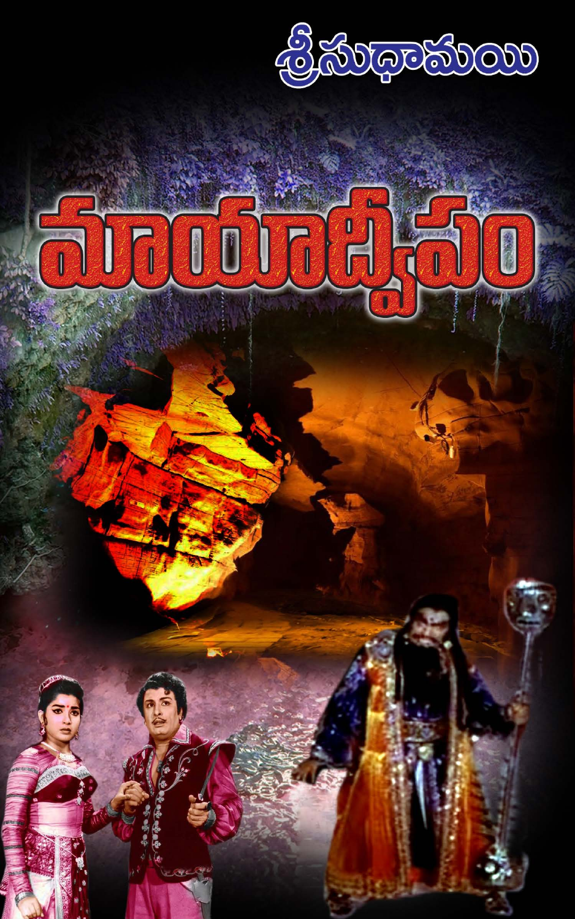శ్రీసుధామయి

# మాయాద్వీపం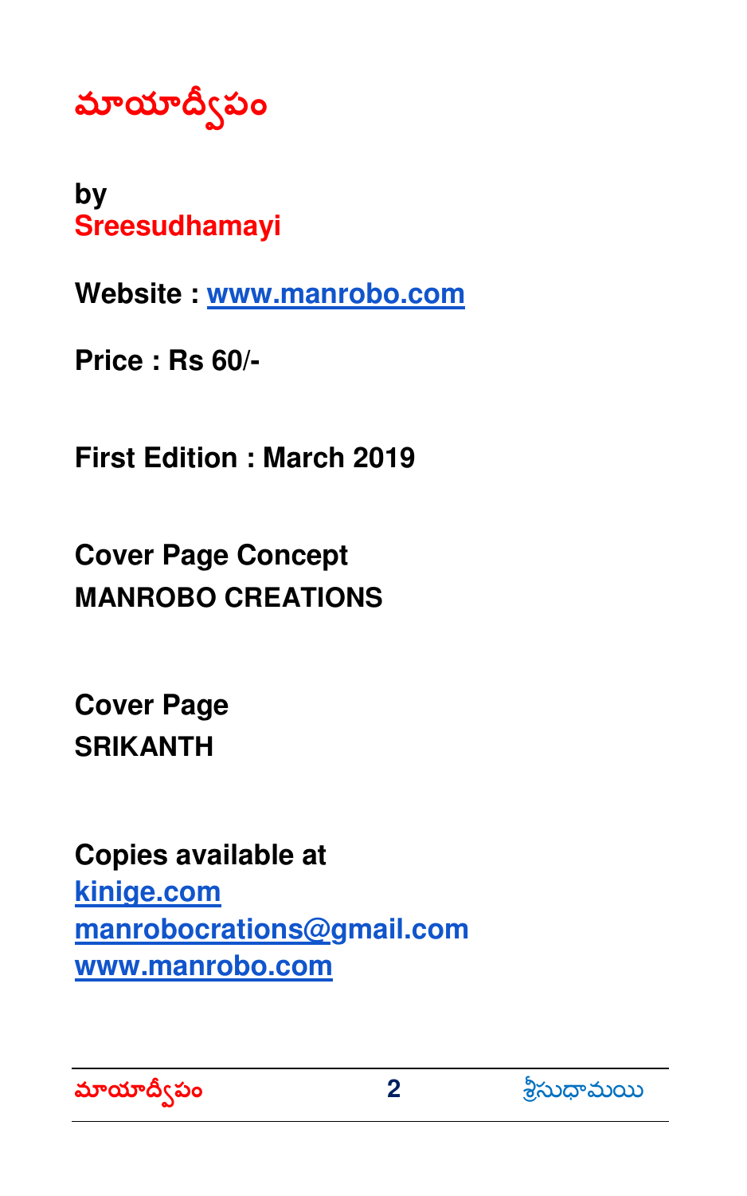# మాయాద్వీపం

**by**
**Sreesudhamayi**

**Website : www.manrobo.com**

**Price : Rs 60/-**

**First Edition : March 2019**

**Cover Page Concept**
**MANROBO CREATIONS**

**Cover Page**
**SRIKANTH**

**Copies available at**
**kinige.com**
**manrobocrations@gmail.com**
**www.manrobo.com**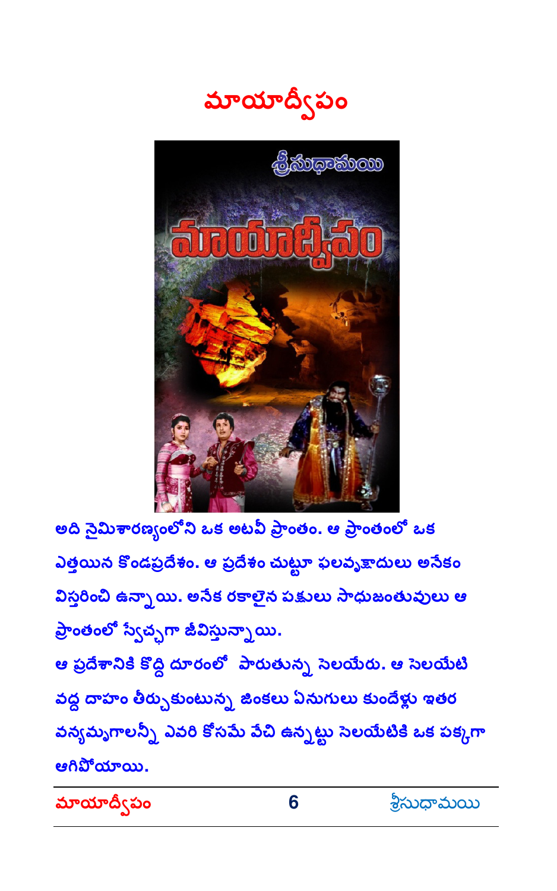# మాయాద్వీపం

అది నైమిశారణ్యంలోని ఒక అటవీ ప్రాంతం. ఆ ప్రాంతంలో ఒక ఎత్తయిన కొండప్రదేశం. ఆ ప్రదేశం చుట్టూ ఫలవృక్షాదులు అనేకం విస్తరించి ఉన్నాయి. అనేక రకాలైన పక్షులు సాధుజంతువులు ఆ ప్రాంతంలో స్వేచ్ఛగా జీవిస్తున్నాయి.

ఆ ప్రదేశానికి కొద్ది దూరంలో పారుతున్న సెలయేరు. ఆ సెలయేటి వద్ద దాహం తీర్చుకుంటున్న జింకలు ఏనుగులు కుందేళ్లు ఇతర వన్యమృగాలన్నీ ఎవరి కోసమో వేచి ఉన్నట్టు సెలయేటికి ఒక పక్కగా ఆగిపోయాయి.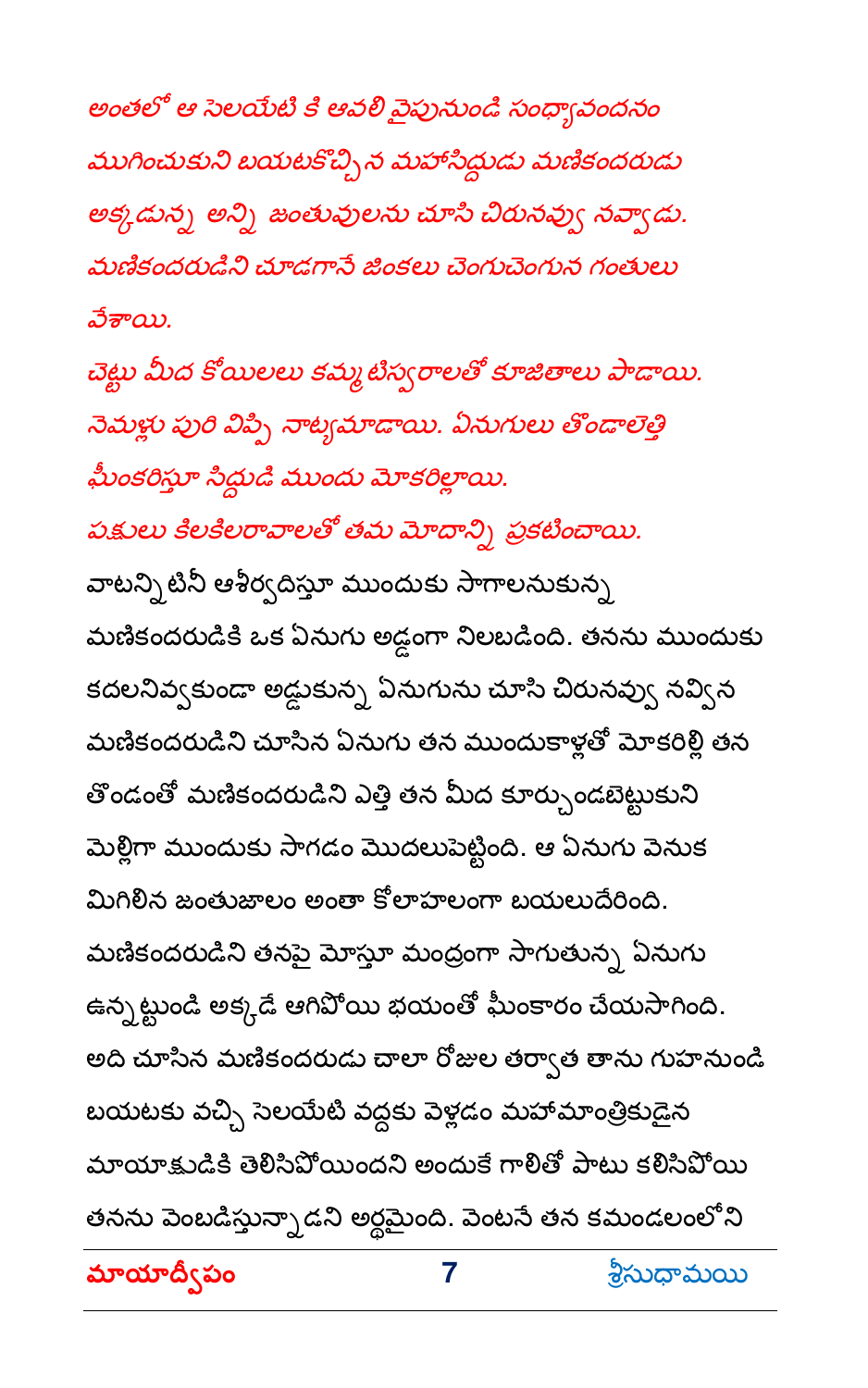*అంతలో ఆ సెలయేటి కి ఆవలి వైపునుండి సంధ్యావందనం ముగించుకుని బయటకొచ్చిన మహాసిద్ధుడు మణికందరుడు అక్కడున్న అన్ని జంతువులను చూసి చిరునవ్వు నవ్వాడు. మణికందరుడిని చూడగానే జింకలు చెంగుచెంగున గంతులు వేశాయి.*

*చెట్టు మీద కోయిలలు కమ్మటిస్వరాలతో కూజితాలు పాడాయి. నెమళ్లు పురి విప్పి నాట్యమాడాయి. ఏనుగులు తొండాలెత్తి ఘీంకరిస్తూ సిద్ధుడి ముందు మోకరిల్లాయి.*

*పక్షులు కిలకిలరావాలతో తమ మోదాన్ని ప్రకటించాయి.*

వాటన్నిటినీ ఆశీర్వదిస్తూ ముందుకు సాగాలనుకున్న మణికందరుడికి ఒక ఏనుగు అడ్డంగా నిలబడింది. తనను ముందుకు కదలనివ్వకుండా అడ్డుకున్న ఏనుగును చూసి చిరునవ్వు నవ్విన మణికందరుడిని చూసిన ఏనుగు తన ముందుకాళ్లతో మోకరిల్లి తన తొండంతో మణికందరుడిని ఎత్తి తన మీద కూర్చుండబెట్టుకుని మెల్లిగా ముందుకు సాగడం మొదలుపెట్టింది. ఆ ఏనుగు వెనుక మిగిలిన జంతుజాలం అంతా కోలాహలంగా బయలుదేరింది. మణికందరుడిని తనపై మోస్తూ మంద్రంగా సాగుతున్న ఏనుగు ఉన్నట్టుండి అక్కడే ఆగిపోయి భయంతో ఘీంకారం చేయసాగింది. అది చూసిన మణికందరుడు చాలా రోజుల తర్వాత తాను గుహనుండి బయటకు వచ్చి సెలయేటి వద్దకు వెళ్లడం మహామాంత్రికుడైన మాయాక్షుడికి తెలిసిపోయిందని అందుకే గాలితో పాటు కలిసిపోయి తనను వెంబడిస్తున్నాడని అర్థమైంది. వెంటనే తన కమండలంలోని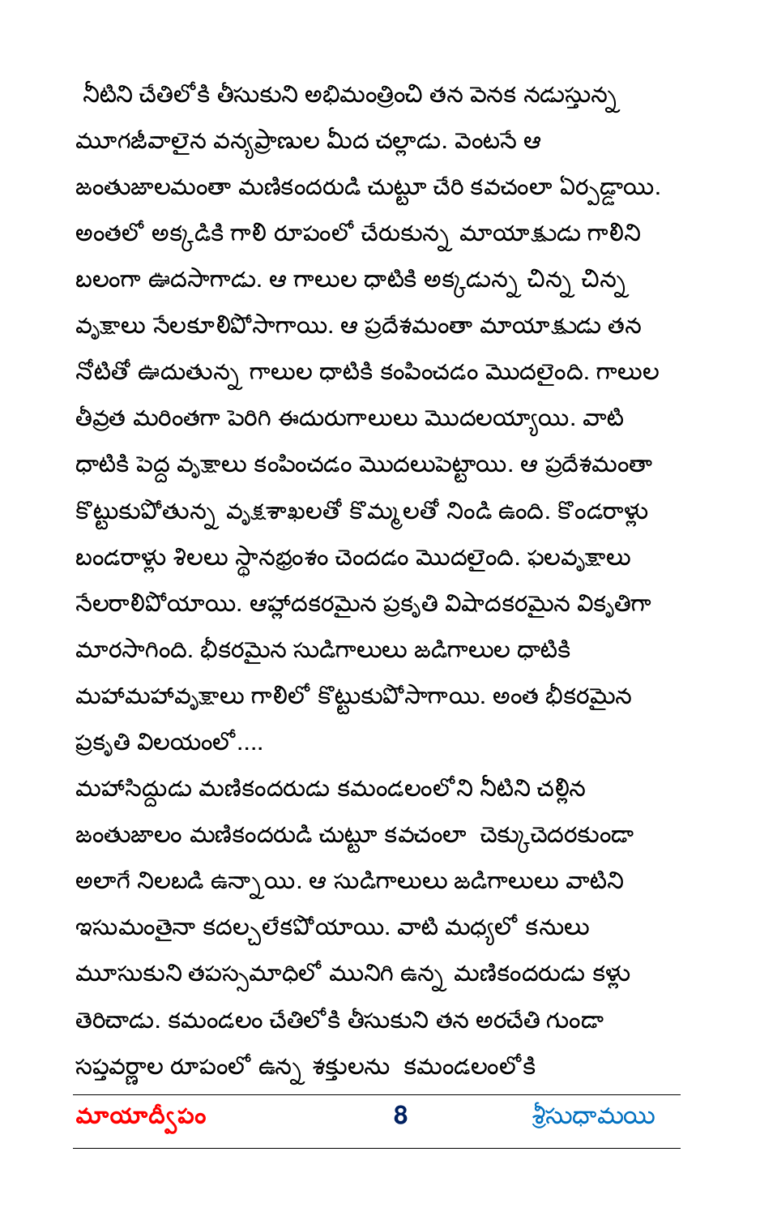నీటిని చేతిలోకి తీసుకుని అభిమంత్రించి తన వెనక నడుస్తున్న మూగజీవాలైన వన్యప్రాణుల మీద చల్లాడు. వెంటనే ఆ జంతుజాలమంతా మణికందరుడి చుట్టూ చేరి కవచంలా ఏర్పడ్డాయి. అంతలో అక్కడికి గాలి రూపంలో చేరుకున్న మాయాక్షుడు గాలిని బలంగా ఊదసాగాడు. ఆ గాలుల ధాటికి అక్కడున్న చిన్న చిన్న వృక్షాలు నేలకూలిపోసాగాయి. ఆ ప్రదేశమంతా మాయాక్షుడు తన నోటితో ఊదుతున్న గాలుల ధాటికి కంపించడం మొదలైంది. గాలుల తీవ్రత మరింతగా పెరిగి ఈదురుగాలులు మొదలయ్యాయి. వాటి ధాటికి పెద్ద వృక్షాలు కంపించడం మొదలుపెట్టాయి. ఆ ప్రదేశమంతా కొట్టుకుపోతున్న వృక్షశాఖలతో కొమ్మలతో నిండి ఉంది. కొండరాళ్లు బండరాళ్లు శిలలు స్థానభ్రంశం చెందడం మొదలైంది. ఫలవృక్షాలు నేలరాలిపోయాయి. ఆహ్లాదకరమైన ప్రకృతి విషాదకరమైన వికృతిగా మారసాగింది. భీకరమైన సుడిగాలులు జడిగాలుల ధాటికి మహామహావృక్షాలు గాలిలో కొట్టుకుపోసాగాయి. అంత భీకరమైన ప్రకృతి విలయంలో....

మహాసిద్ధుడు మణికందరుడు కమండలంలోని నీటిని చల్లిన జంతుజాలం మణికందరుడి చుట్టూ కవచంలా చెక్కుచెదరకుండా అలాగే నిలబడి ఉన్నాయి. ఆ సుడిగాలులు జడిగాలులు వాటిని ఇసుమంతైనా కదల్చలేకపోయాయి. వాటి మధ్యలో కనులు మూసుకుని తపస్సమాధిలో మునిగి ఉన్న మణికందరుడు కళ్లు తెరిచాడు. కమండలం చేతిలోకి తీసుకుని తన అరచేతి గుండా సప్తవర్ణాల రూపంలో ఉన్న శక్తులను కమండలంలోకి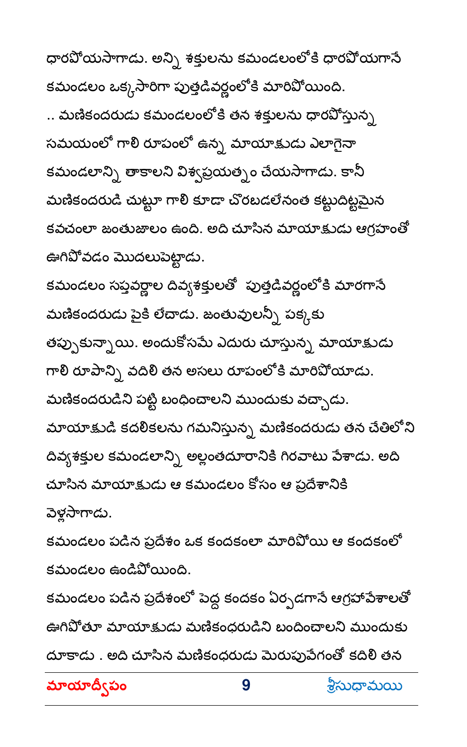ధారపోయసాగాడు. అన్ని శక్తులను కమండలంలోకి ధారపోయగానే కమండలం ఒక్కసారిగా పుత్తడివర్ణంలోకి మారిపోయింది.

.. మణికందరుడు కమండలంలోకి తన శక్తులను ధారపోస్తున్న సమయంలో గాలి రూపంలో ఉన్న మాయాక్షుడు ఎలాగైనా కమండలాన్ని తాకాలని విశ్వప్రయత్నం చేయసాగాడు. కానీ మణికందరుడి చుట్టూ గాలి కూడా చొరబడలేనంత కట్టుదిట్టమైన కవచంలా జంతుజాలం ఉంది. అది చూసిన మాయాక్షుడు ఆగ్రహంతో ఊగిపోవడం మొదలుపెట్టాడు.

కమండలం సప్తవర్ణాల దివ్యశక్తులతో  పుత్తడివర్ణంలోకి మారగానే మణికందరుడు పైకి లేచాడు. జంతువులన్నీ పక్కకు తప్పుకున్నాయి. అందుకోసమే ఎదురు చూస్తున్న మాయాక్షుడు గాలి రూపాన్ని వదిలి తన అసలు రూపంలోకి మారిపోయాడు. మణికందరుడిని పట్టి బంధించాలని ముందుకు వచ్చాడు.

మాయాక్షుడి కదలికలను గమనిస్తున్న మణికందరుడు తన చేతిలోని దివ్యశక్తుల కమండలాన్ని అల్లంతదూరానికి గిరవాటు వేశాడు. అది చూసిన మాయాక్షుడు ఆ కమండలం కోసం ఆ ప్రదేశానికి వెళ్లసాగాడు.

కమండలం పడిన ప్రదేశం ఒక కందకంలా మారిపోయి ఆ కందకంలో కమండలం ఉండిపోయింది.

కమండలం పడిన ప్రదేశంలో పెద్ద కందకం ఏర్పడగానే ఆగ్రహావేశాలతో ఊగిపోతూ మాయాక్షుడు మణికంధరుడిని బందించాలని ముందుకు దూకాడు . అది చూసిన మణికంధరుడు మెరుపువేగంతో కదిలి తన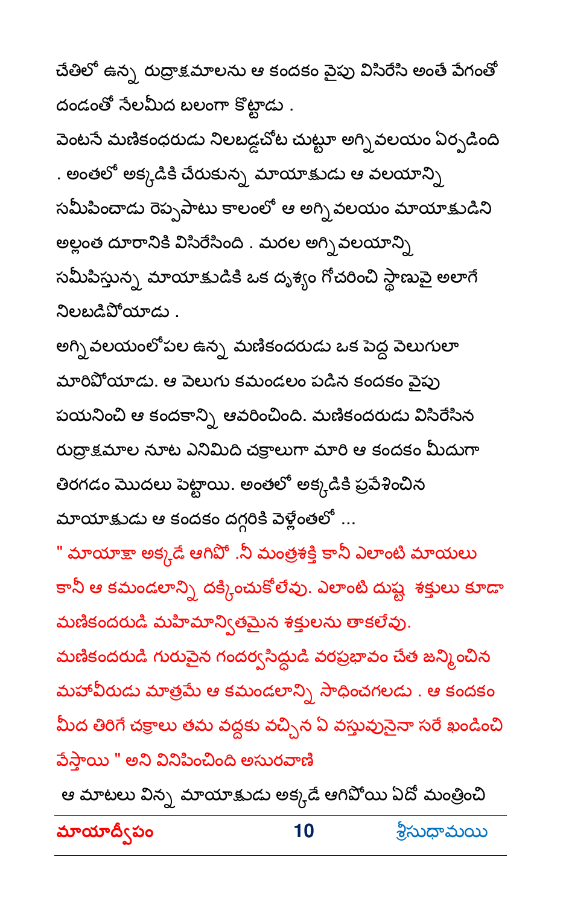చేతిలో ఉన్న రుద్రాక్షమాలను ఆ కందకం వైపు విసిరేసి అంతే వేగంతో దండంతో నేలమీద బలంగా కొట్టాడు .

వెంటనే మణికంధరుడు నిలబడ్డచోట చుట్టూ అగ్ని వలయం ఏర్పడింది . అంతలో అక్కడికి చేరుకున్న మాయాక్షుడు ఆ వలయాన్ని సమీపించాడు రెప్పపాటు కాలంలో ఆ అగ్నివలయం మాయాక్షుడిని అల్లంత దూరానికి విసిరేసింది . మరల అగ్నివలయాన్ని సమీపిస్తున్న మాయాక్షుడికి ఒక దృశ్యం గోచరించి స్థాణువై అలాగే నిలబడిపోయాడు .

అగ్నివలయంలోపల ఉన్న మణికందరుడు ఒక పెద్ద వెలుగులా మారిపోయాడు. ఆ వెలుగు కమండలం పడిన కందకం వైపు పయనించి ఆ కందకాన్ని ఆవరించింది. మణికందరుడు విసిరేసిన రుద్రాక్షమాల నూట ఎనిమిది చక్రాలుగా మారి ఆ కందకం మీదుగా తిరగడం మొదలు పెట్టాయి. అంతలో అక్కడికి ప్రవేశించిన మాయాక్షుడు ఆ కందకం దగ్గరికి వెళ్లేంతలో ...

" మాయాక్షా అక్కడే ఆగిపో .నీ మంత్రశక్తి కానీ ఎలాంటి మాయలు కానీ ఆ కమండలాన్ని దక్కించుకోలేవు. ఎలాంటి దుష్ట శక్తులు కూడా మణికందరుడి మహిమాన్వితమైన శక్తులను తాకలేవు. మణికందరుడి గురువైన గందర్వసిద్ధుడి వరప్రభావం చేత జన్మించిన మహావీరుడు మాత్రమే ఆ కమండలాన్ని సాధించగలడు . ఆ కందకం మీద తిరిగే చక్రాలు తమ వద్దకు వచ్చిన ఏ వస్తువునైనా సరే ఖండించి వేస్తాయి " అని వినిపించింది అసురవాణి

ఆ మాటలు విన్న మాయాక్షుడు అక్కడే ఆగిపోయి ఏదో మంత్రించి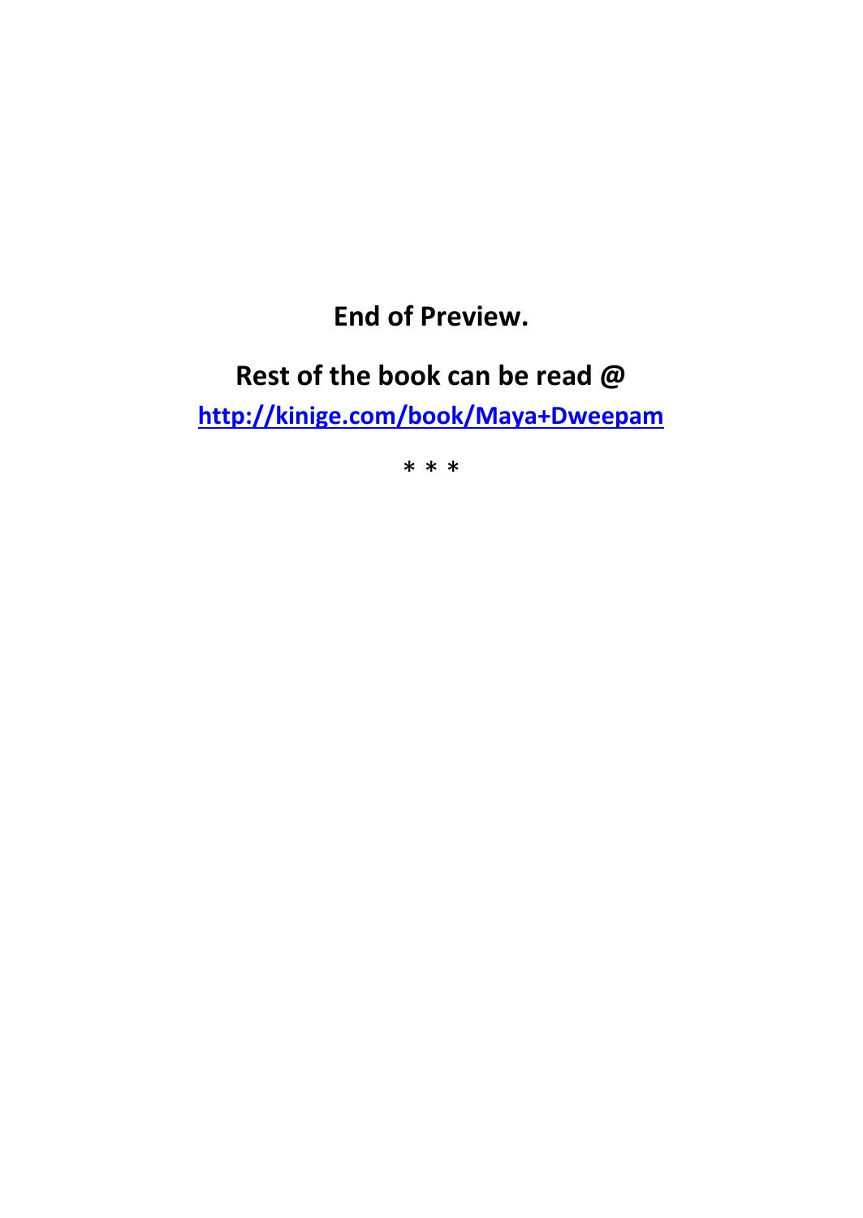**End of Preview.**

**Rest of the book can be read @**

**[http://kinige.com/book/Maya+Dweepam](http://kinige.com/book/Maya+Dweepam)**

* * *